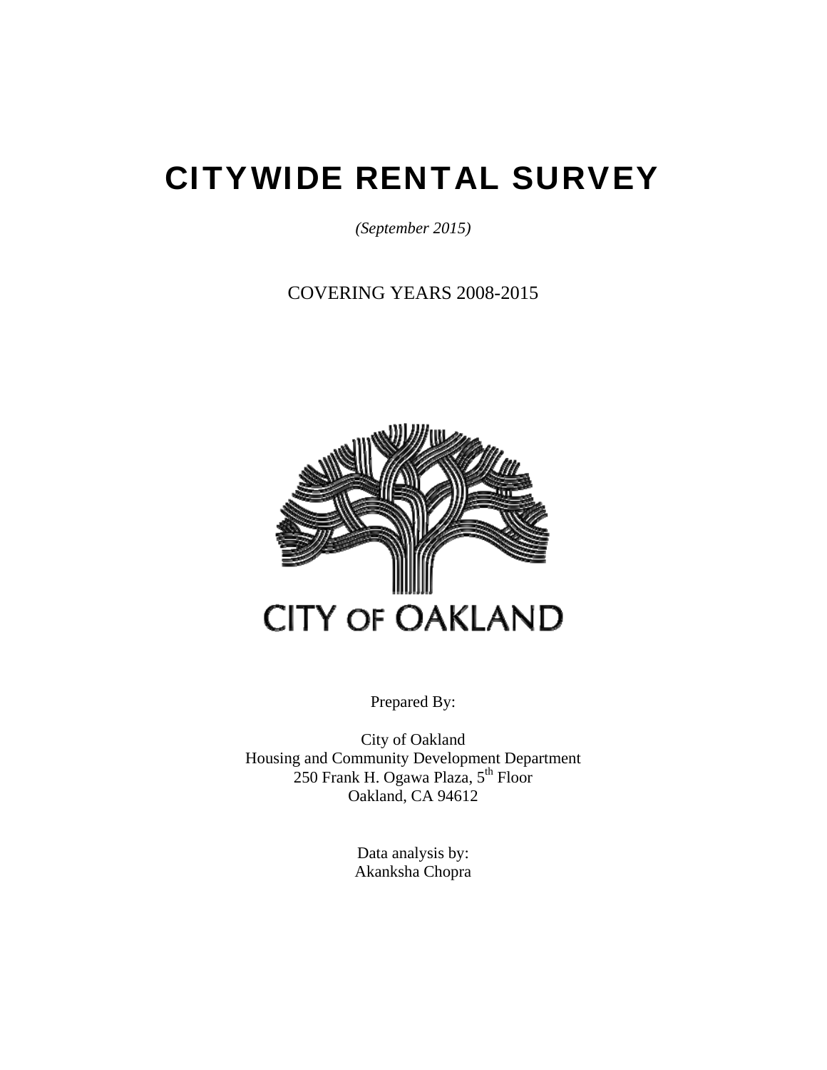# CITYWIDE RENTAL SURVEY

*(September 2015)*

COVERING YEARS 2008-2015

CITY OF OAKLAND

Prepared By:

City of Oakland
Housing and Community Development Department
250 Frank H. Ogawa Plaza, 5th Floor
Oakland, CA 94612

Data analysis by:
Akanksha Chopra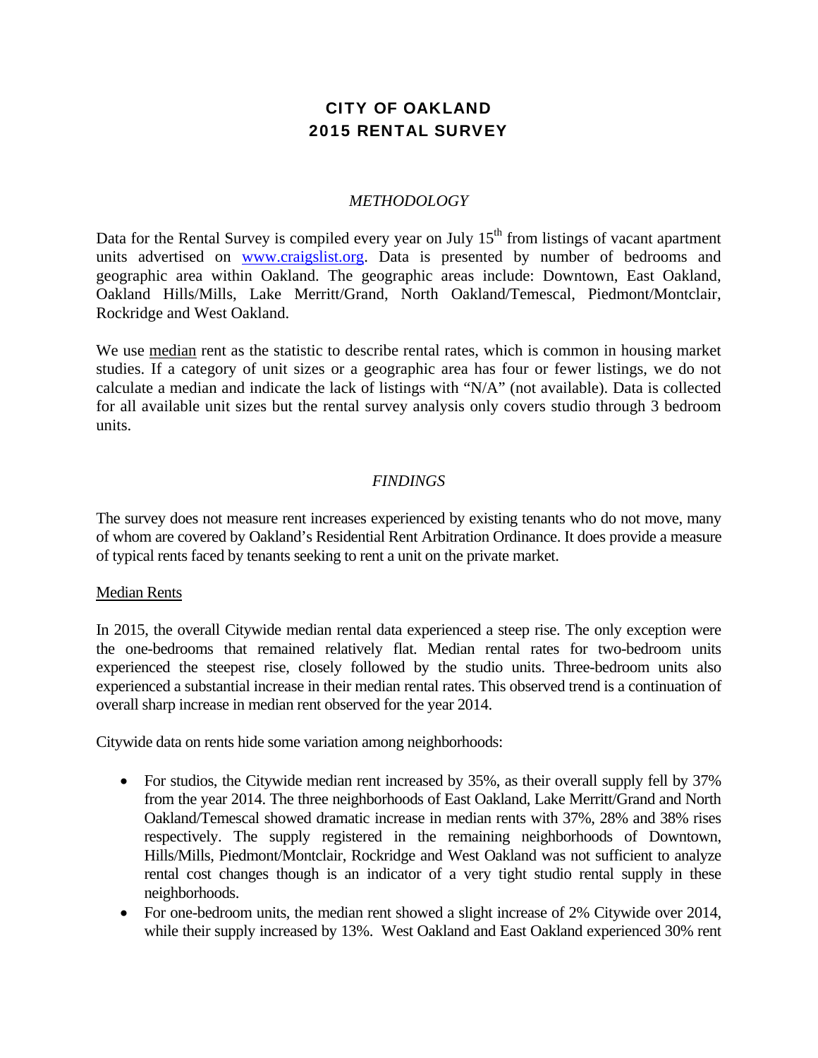# CITY OF OAKLAND
# 2015 RENTAL SURVEY

## *METHODOLOGY*

Data for the Rental Survey is compiled every year on July 15th from listings of vacant apartment units advertised on www.craigslist.org. Data is presented by number of bedrooms and geographic area within Oakland. The geographic areas include: Downtown, East Oakland, Oakland Hills/Mills, Lake Merritt/Grand, North Oakland/Temescal, Piedmont/Montclair, Rockridge and West Oakland.

We use median rent as the statistic to describe rental rates, which is common in housing market studies. If a category of unit sizes or a geographic area has four or fewer listings, we do not calculate a median and indicate the lack of listings with "N/A" (not available). Data is collected for all available unit sizes but the rental survey analysis only covers studio through 3 bedroom units.

## *FINDINGS*

The survey does not measure rent increases experienced by existing tenants who do not move, many of whom are covered by Oakland's Residential Rent Arbitration Ordinance. It does provide a measure of typical rents faced by tenants seeking to rent a unit on the private market.

### Median Rents

In 2015, the overall Citywide median rental data experienced a steep rise. The only exception were the one-bedrooms that remained relatively flat. Median rental rates for two-bedroom units experienced the steepest rise, closely followed by the studio units. Three-bedroom units also experienced a substantial increase in their median rental rates. This observed trend is a continuation of overall sharp increase in median rent observed for the year 2014.

Citywide data on rents hide some variation among neighborhoods:

- For studios, the Citywide median rent increased by 35%, as their overall supply fell by 37% from the year 2014. The three neighborhoods of East Oakland, Lake Merritt/Grand and North Oakland/Temescal showed dramatic increase in median rents with 37%, 28% and 38% rises respectively. The supply registered in the remaining neighborhoods of Downtown, Hills/Mills, Piedmont/Montclair, Rockridge and West Oakland was not sufficient to analyze rental cost changes though is an indicator of a very tight studio rental supply in these neighborhoods.
- For one-bedroom units, the median rent showed a slight increase of 2% Citywide over 2014, while their supply increased by 13%. West Oakland and East Oakland experienced 30% rent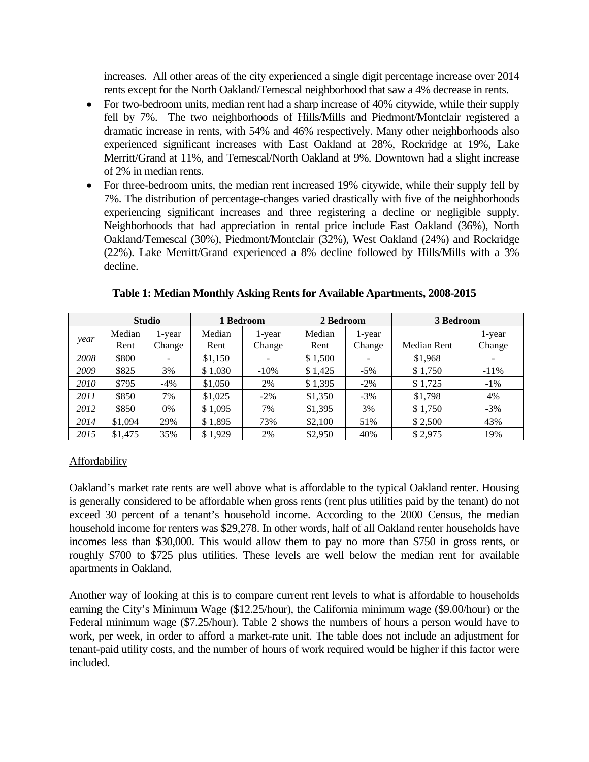increases. All other areas of the city experienced a single digit percentage increase over 2014 rents except for the North Oakland/Temescal neighborhood that saw a 4% decrease in rents.

- For two-bedroom units, median rent had a sharp increase of 40% citywide, while their supply fell by 7%. The two neighborhoods of Hills/Mills and Piedmont/Montclair registered a dramatic increase in rents, with 54% and 46% respectively. Many other neighborhoods also experienced significant increases with East Oakland at 28%, Rockridge at 19%, Lake Merritt/Grand at 11%, and Temescal/North Oakland at 9%. Downtown had a slight increase of 2% in median rents.
- For three-bedroom units, the median rent increased 19% citywide, while their supply fell by 7%. The distribution of percentage-changes varied drastically with five of the neighborhoods experiencing significant increases and three registering a decline or negligible supply. Neighborhoods that had appreciation in rental price include East Oakland (36%), North Oakland/Temescal (30%), Piedmont/Montclair (32%), West Oakland (24%) and Rockridge (22%). Lake Merritt/Grand experienced a 8% decline followed by Hills/Mills with a 3% decline.

**Table 1: Median Monthly Asking Rents for Available Apartments, 2008-2015**

| | **Studio** | | **1 Bedroom** | | **2 Bedroom** | | **3 Bedroom** | |
|---|---|---|---|---|---|---|---|---|
| *year* | Median Rent | 1-year Change | Median Rent | 1-year Change | Median Rent | 1-year Change | Median Rent | 1-year Change |
| *2008* | $800 | - | $1,150 | - | $ 1,500 | - | $1,968 | - |
| *2009* | $825 | 3% | $ 1,030 | -10% | $ 1,425 | -5% | $ 1,750 | -11% |
| *2010* | $795 | -4% | $1,050 | 2% | $ 1,395 | -2% | $ 1,725 | -1% |
| *2011* | $850 | 7% | $1,025 | -2% | $1,350 | -3% | $1,798 | 4% |
| *2012* | $850 | 0% | $ 1,095 | 7% | $1,395 | 3% | $ 1,750 | -3% |
| *2014* | $1,094 | 29% | $ 1,895 | 73% | $2,100 | 51% | $ 2,500 | 43% |
| *2015* | $1,475 | 35% | $ 1,929 | 2% | $2,950 | 40% | $ 2,975 | 19% |

Affordability

Oakland's market rate rents are well above what is affordable to the typical Oakland renter. Housing is generally considered to be affordable when gross rents (rent plus utilities paid by the tenant) do not exceed 30 percent of a tenant's household income. According to the 2000 Census, the median household income for renters was $29,278. In other words, half of all Oakland renter households have incomes less than $30,000. This would allow them to pay no more than $750 in gross rents, or roughly $700 to $725 plus utilities. These levels are well below the median rent for available apartments in Oakland.

Another way of looking at this is to compare current rent levels to what is affordable to households earning the City's Minimum Wage ($12.25/hour), the California minimum wage ($9.00/hour) or the Federal minimum wage ($7.25/hour). Table 2 shows the numbers of hours a person would have to work, per week, in order to afford a market-rate unit. The table does not include an adjustment for tenant-paid utility costs, and the number of hours of work required would be higher if this factor were included.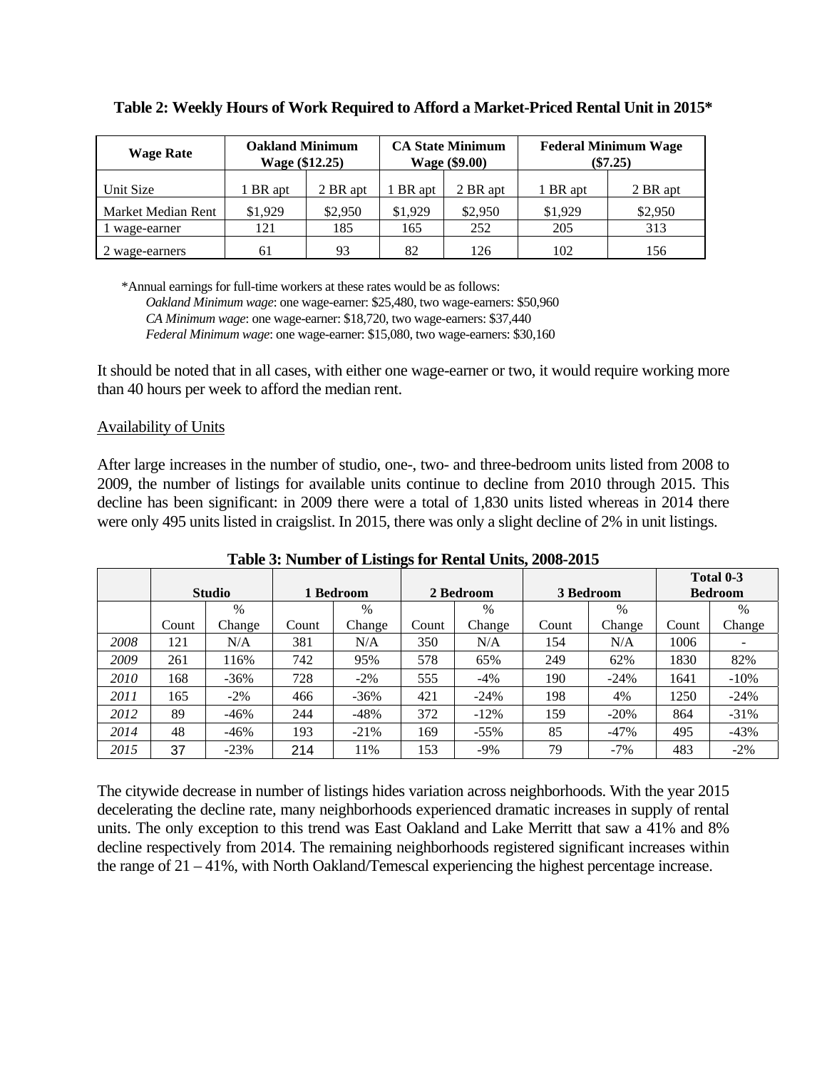**Table 2: Weekly Hours of Work Required to Afford a Market-Priced Rental Unit in 2015***

| Wage Rate | Oakland Minimum Wage ($12.25) | | CA State Minimum Wage ($9.00) | | Federal Minimum Wage ($7.25) | |
|---|---|---|---|---|---|---|
| Unit Size | 1 BR apt | 2 BR apt | 1 BR apt | 2 BR apt | 1 BR apt | 2 BR apt |
| Market Median Rent | $1,929 | $2,950 | $1,929 | $2,950 | $1,929 | $2,950 |
| 1 wage-earner | 121 | 185 | 165 | 252 | 205 | 313 |
| 2 wage-earners | 61 | 93 | 82 | 126 | 102 | 156 |

*Annual earnings for full-time workers at these rates would be as follows:
*Oakland Minimum wage*: one wage-earner: $25,480, two wage-earners: $50,960
*CA Minimum wage*: one wage-earner: $18,720, two wage-earners: $37,440
*Federal Minimum wage*: one wage-earner: $15,080, two wage-earners: $30,160

It should be noted that in all cases, with either one wage-earner or two, it would require working more than 40 hours per week to afford the median rent.

Availability of Units

After large increases in the number of studio, one-, two- and three-bedroom units listed from 2008 to 2009, the number of listings for available units continue to decline from 2010 through 2015. This decline has been significant: in 2009 there were a total of 1,830 units listed whereas in 2014 there were only 495 units listed in craigslist. In 2015, there was only a slight decline of 2% in unit listings.

**Table 3: Number of Listings for Rental Units, 2008-2015**

| | Studio | | 1 Bedroom | | 2 Bedroom | | 3 Bedroom | | Total 0-3 Bedroom | |
|---|---|---|---|---|---|---|---|---|---|---|
| | Count | % Change | Count | % Change | Count | % Change | Count | % Change | Count | % Change |
| *2008* | 121 | N/A | 381 | N/A | 350 | N/A | 154 | N/A | 1006 | - |
| *2009* | 261 | 116% | 742 | 95% | 578 | 65% | 249 | 62% | 1830 | 82% |
| *2010* | 168 | -36% | 728 | -2% | 555 | -4% | 190 | -24% | 1641 | -10% |
| *2011* | 165 | -2% | 466 | -36% | 421 | -24% | 198 | 4% | 1250 | -24% |
| *2012* | 89 | -46% | 244 | -48% | 372 | -12% | 159 | -20% | 864 | -31% |
| *2014* | 48 | -46% | 193 | -21% | 169 | -55% | 85 | -47% | 495 | -43% |
| *2015* | 37 | -23% | 214 | 11% | 153 | -9% | 79 | -7% | 483 | -2% |

The citywide decrease in number of listings hides variation across neighborhoods. With the year 2015 decelerating the decline rate, many neighborhoods experienced dramatic increases in supply of rental units. The only exception to this trend was East Oakland and Lake Merritt that saw a 41% and 8% decline respectively from 2014. The remaining neighborhoods registered significant increases within the range of 21 – 41%, with North Oakland/Temescal experiencing the highest percentage increase.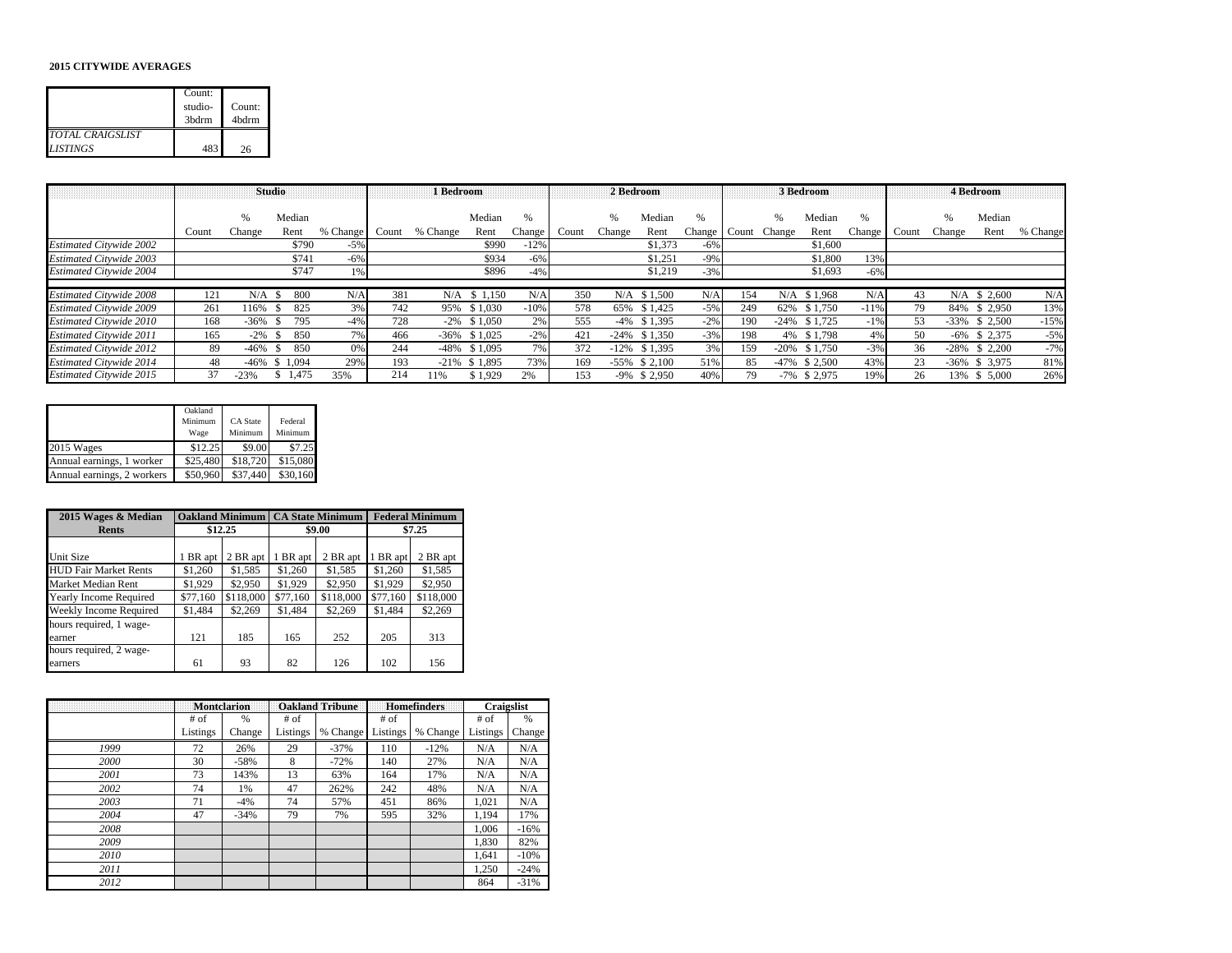**2015 CITYWIDE AVERAGES**

| | Count: studio-3bdrm | Count: 4bdrm |
|---|---|---|
| *TOTAL CRAIGSLIST LISTINGS* | 483 | 26 |

| | Studio | | | | 1 Bedroom | | | | 2 Bedroom | | | | 3 Bedroom | | | | 4 Bedroom | | | |
|---|---|---|---|---|---|---|---|---|---|---|---|---|---|---|---|---|---|---|---|---|
| | Count | % Change | Median Rent | % Change | Count | % Change | Median Rent | % Change | Count | % Change | Median Rent | % Change | Count | % Change | Median Rent | % Change | Count | % Change | Median Rent | % Change |
| *Estimated Citywide 2002* | | | $790 | -5% | | | $990 | -12% | | | $1,373 | -6% | | | $1,600 | | | | | |
| *Estimated Citywide 2003* | | | $741 | -6% | | | $934 | -6% | | | $1,251 | -9% | | | $1,800 | 13% | | | | |
| *Estimated Citywide 2004* | | | $747 | 1% | | | $896 | -4% | | | $1,219 | -3% | | | $1,693 | -6% | | | | |
| *Estimated Citywide 2008* | 121 | N/A | $ 800 | N/A | 381 | N/A | $ 1,150 | N/A | 350 | N/A | $ 1,500 | N/A | 154 | N/A | $ 1,968 | N/A | 43 | N/A | $ 2,600 | N/A |
| *Estimated Citywide 2009* | 261 | 116% | $ 825 | 3% | 742 | 95% | $ 1,030 | -10% | 578 | 65% | $ 1,425 | -5% | 249 | 62% | $ 1,750 | -11% | 79 | 84% | $ 2,950 | 13% |
| *Estimated Citywide 2010* | 168 | -36% | $ 795 | -4% | 728 | -2% | $ 1,050 | 2% | 555 | -4% | $ 1,395 | -2% | 190 | -24% | $ 1,725 | -1% | 53 | -33% | $ 2,500 | -15% |
| *Estimated Citywide 2011* | 165 | -2% | $ 850 | 7% | 466 | -36% | $ 1,025 | -2% | 421 | -24% | $ 1,350 | -3% | 198 | 4% | $ 1,798 | 4% | 50 | -6% | $ 2,375 | -5% |
| *Estimated Citywide 2012* | 89 | -46% | $ 850 | 0% | 244 | -48% | $ 1,095 | 7% | 372 | -12% | $ 1,395 | 3% | 159 | -20% | $ 1,750 | -3% | 36 | -28% | $ 2,200 | -7% |
| *Estimated Citywide 2014* | 48 | -46% | $ 1,094 | 29% | 193 | -21% | $ 1,895 | 73% | 169 | -55% | $ 2,100 | 51% | 85 | -47% | $ 2,500 | 43% | 23 | -36% | $ 3,975 | 81% |
| *Estimated Citywide 2015* | 37 | -23% | $ 1,475 | 35% | 214 | 11% | $ 1,929 | 2% | 153 | -9% | $ 2,950 | 40% | 79 | -7% | $ 2,975 | 19% | 26 | 13% | $ 5,000 | 26% |

| | Oakland Minimum Wage | CA State Minimum | Federal Minimum |
|---|---|---|---|
| 2015 Wages | $12.25 | $9.00 | $7.25 |
| Annual earnings, 1 worker | $25,480 | $18,720 | $15,080 |
| Annual earnings, 2 workers | $50,960 | $37,440 | $30,160 |

| **2015 Wages & Median Rents** | **Oakland Minimum $12.25** | | **CA State Minimum $9.00** | | **Federal Minimum $7.25** | |
|---|---|---|---|---|---|---|
| Unit Size | 1 BR apt | 2 BR apt | 1 BR apt | 2 BR apt | 1 BR apt | 2 BR apt |
| HUD Fair Market Rents | $1,260 | $1,585 | $1,260 | $1,585 | $1,260 | $1,585 |
| Market Median Rent | $1,929 | $2,950 | $1,929 | $2,950 | $1,929 | $2,950 |
| Yearly Income Required | $77,160 | $118,000 | $77,160 | $118,000 | $77,160 | $118,000 |
| Weekly Income Required | $1,484 | $2,269 | $1,484 | $2,269 | $1,484 | $2,269 |
| hours required, 1 wage-earner | 121 | 185 | 165 | 252 | 205 | 313 |
| hours required, 2 wage-earners | 61 | 93 | 82 | 126 | 102 | 156 |

| | Montclarion | | Oakland Tribune | | Homefinders | | Craigslist | |
|---|---|---|---|---|---|---|---|---|
| | # of Listings | % Change | # of Listings | % Change | # of Listings | % Change | # of Listings | % Change |
| *1999* | 72 | 26% | 29 | -37% | 110 | -12% | N/A | N/A |
| *2000* | 30 | -58% | 8 | -72% | 140 | 27% | N/A | N/A |
| *2001* | 73 | 143% | 13 | 63% | 164 | 17% | N/A | N/A |
| *2002* | 74 | 1% | 47 | 262% | 242 | 48% | N/A | N/A |
| *2003* | 71 | -4% | 74 | 57% | 451 | 86% | 1,021 | N/A |
| *2004* | 47 | -34% | 79 | 7% | 595 | 32% | 1,194 | 17% |
| *2008* | | | | | | | 1,006 | -16% |
| *2009* | | | | | | | 1,830 | 82% |
| *2010* | | | | | | | 1,641 | -10% |
| *2011* | | | | | | | 1,250 | -24% |
| *2012* | | | | | | | 864 | -31% |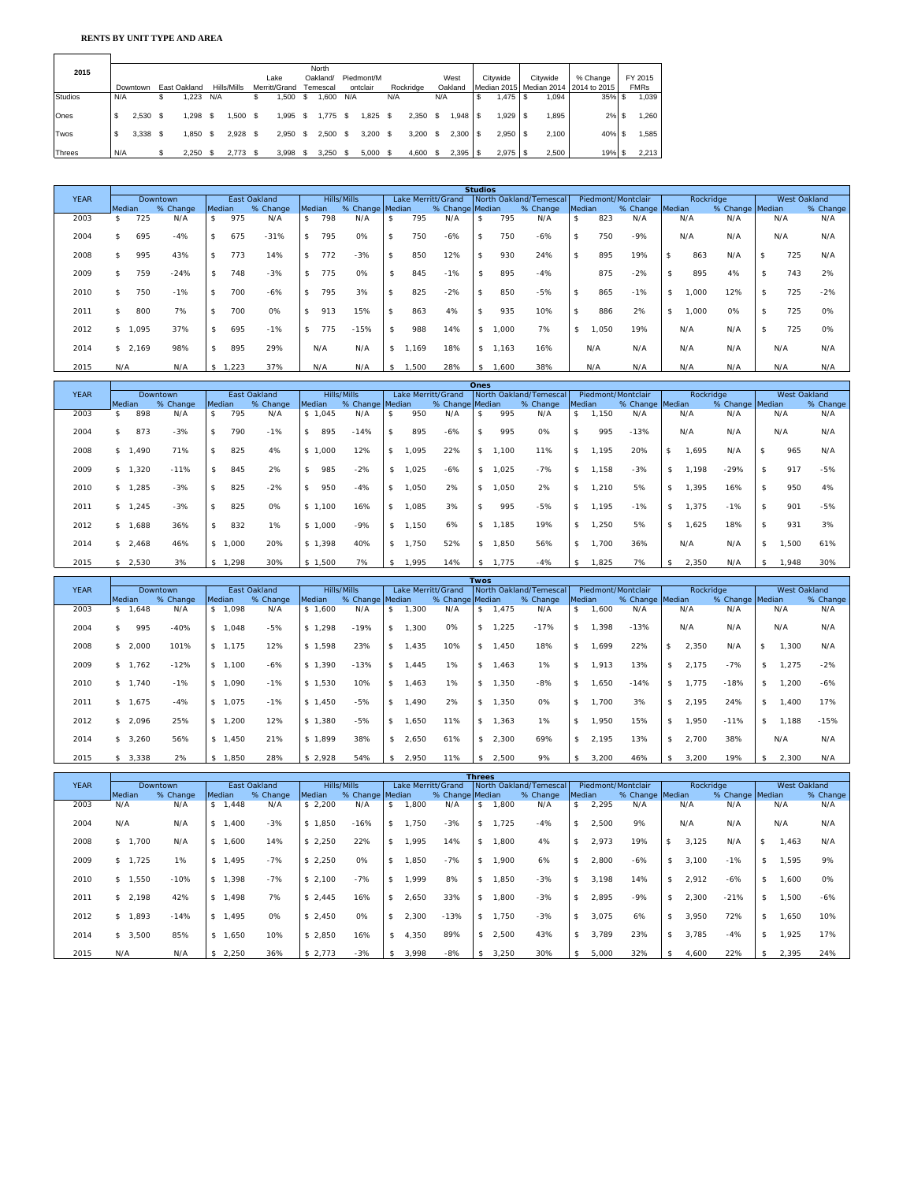**RENTS BY UNIT TYPE AND AREA**

| 2015 | Downtown | East Oakland | Hills/Mills | Lake Merritt/Grand | North Oakland/ Temescal | Piedmont/Montclair | Rockridge | West Oakland | Citywide Median 2015 | Citywide Median 2014 | % Change 2014 to 2015 | FY 2015 FMRs |
|---|---|---|---|---|---|---|---|---|---|---|---|---|
| Studios | N/A | $ 1,223 | N/A | $ 1,500 | $ 1,600 | N/A | N/A | N/A | $ 1,475 | $ 1,094 | 35% | $ 1,039 |
| Ones | $ 2,530 | $ 1,298 | $ 1,500 | $ 1,995 | $ 1,775 | $ 1,825 | $ 2,350 | $ 1,948 | $ 1,929 | $ 1,895 | 2% | $ 1,260 |
| Twos | $ 3,338 | $ 1,850 | $ 2,928 | $ 2,950 | $ 2,500 | $ 3,200 | $ 3,200 | $ 2,300 | $ 2,950 | $ 2,100 | 40% | $ 1,585 |
| Threes | N/A | $ 2,250 | $ 2,773 | $ 3,998 | $ 3,250 | $ 5,000 | $ 4,600 | $ 2,395 | $ 2,975 | $ 2,500 | 19% | $ 2,213 |

**Studios**

| YEAR | Downtown | | East Oakland | | Hills/Mills | | Lake Merritt/Grand | | North Oakland/Temescal | | Piedmont/Montclair | | Rockridge | | West Oakland | |
|---|---|---|---|---|---|---|---|---|---|---|---|---|---|---|---|---|
| | Median | % Change | Median | % Change | Median | % Change | Median | % Change | Median | % Change | Median | % Change | Median | % Change | Median | % Change |
| 2003 | $ 725 | N/A | $ 975 | N/A | $ 798 | N/A | $ 795 | N/A | $ 795 | N/A | $ 823 | N/A | N/A | N/A | N/A | N/A |
| 2004 | $ 695 | -4% | $ 675 | -31% | $ 795 | 0% | $ 750 | -6% | $ 750 | -6% | $ 750 | -9% | N/A | N/A | N/A | N/A |
| 2008 | $ 995 | 43% | $ 773 | 14% | $ 772 | -3% | $ 850 | 12% | $ 930 | 24% | $ 895 | 19% | $ 863 | N/A | $ 725 | N/A |
| 2009 | $ 759 | -24% | $ 748 | -3% | $ 775 | 0% | $ 845 | -1% | $ 895 | -4% | 875 | -2% | $ 895 | 4% | $ 743 | 2% |
| 2010 | $ 750 | -1% | $ 700 | -6% | $ 795 | 3% | $ 825 | -2% | $ 850 | -5% | $ 865 | -1% | $ 1,000 | 12% | $ 725 | -2% |
| 2011 | $ 800 | 7% | $ 700 | 0% | $ 913 | 15% | $ 863 | 4% | $ 935 | 10% | $ 886 | 2% | $ 1,000 | 0% | $ 725 | 0% |
| 2012 | $ 1,095 | 37% | $ 695 | -1% | $ 775 | -15% | $ 988 | 14% | $ 1,000 | 7% | $ 1,050 | 19% | N/A | N/A | $ 725 | 0% |
| 2014 | $ 2,169 | 98% | $ 895 | 29% | N/A | N/A | $ 1,169 | 18% | $ 1,163 | 16% | N/A | N/A | N/A | N/A | N/A | N/A |
| 2015 | N/A | N/A | $ 1,223 | 37% | N/A | N/A | $ 1,500 | 28% | $ 1,600 | 38% | N/A | N/A | N/A | N/A | N/A | N/A |

**Ones**

| YEAR | Downtown | | East Oakland | | Hills/Mills | | Lake Merritt/Grand | | North Oakland/Temescal | | Piedmont/Montclair | | Rockridge | | West Oakland | |
|---|---|---|---|---|---|---|---|---|---|---|---|---|---|---|---|---|
| | Median | % Change | Median | % Change | Median | % Change | Median | % Change | Median | % Change | Median | % Change | Median | % Change | Median | % Change |
| 2003 | $ 898 | N/A | $ 795 | N/A | $ 1,045 | N/A | $ 950 | N/A | $ 995 | N/A | $ 1,150 | N/A | N/A | N/A | N/A | N/A |
| 2004 | $ 873 | -3% | $ 790 | -1% | $ 895 | -14% | $ 895 | -6% | $ 995 | 0% | $ 995 | -13% | N/A | N/A | N/A | N/A |
| 2008 | $ 1,490 | 71% | $ 825 | 4% | $ 1,000 | 12% | $ 1,095 | 22% | $ 1,100 | 11% | $ 1,195 | 20% | $ 1,695 | N/A | $ 965 | N/A |
| 2009 | $ 1,320 | -11% | $ 845 | 2% | $ 985 | -2% | $ 1,025 | -6% | $ 1,025 | -7% | $ 1,158 | -3% | $ 1,198 | -29% | $ 917 | -5% |
| 2010 | $ 1,285 | -3% | $ 825 | -2% | $ 950 | -4% | $ 1,050 | 2% | $ 1,050 | 2% | $ 1,210 | 5% | $ 1,395 | 16% | $ 950 | 4% |
| 2011 | $ 1,245 | -3% | $ 825 | 0% | $ 1,100 | 16% | $ 1,085 | 3% | $ 995 | -5% | $ 1,195 | -1% | $ 1,375 | -1% | $ 901 | -5% |
| 2012 | $ 1,688 | 36% | $ 832 | 1% | $ 1,000 | -9% | $ 1,150 | 6% | $ 1,185 | 19% | $ 1,250 | 5% | $ 1,625 | 18% | $ 931 | 3% |
| 2014 | $ 2,468 | 46% | $ 1,000 | 20% | $ 1,398 | 40% | $ 1,750 | 52% | $ 1,850 | 56% | $ 1,700 | 36% | N/A | N/A | $ 1,500 | 61% |
| 2015 | $ 2,530 | 3% | $ 1,298 | 30% | $ 1,500 | 7% | $ 1,995 | 14% | $ 1,775 | -4% | $ 1,825 | 7% | $ 2,350 | N/A | $ 1,948 | 30% |

**Twos**

| YEAR | Downtown | | East Oakland | | Hills/Mills | | Lake Merritt/Grand | | North Oakland/Temescal | | Piedmont/Montclair | | Rockridge | | West Oakland | |
|---|---|---|---|---|---|---|---|---|---|---|---|---|---|---|---|---|
| | Median | % Change | Median | % Change | Median | % Change | Median | % Change | Median | % Change | Median | % Change | Median | % Change | Median | % Change |
| 2003 | $ 1,648 | N/A | $ 1,098 | N/A | $ 1,600 | N/A | $ 1,300 | N/A | $ 1,475 | N/A | $ 1,600 | N/A | N/A | N/A | N/A | N/A |
| 2004 | $ 995 | -40% | $ 1,048 | -5% | $ 1,298 | -19% | $ 1,300 | 0% | $ 1,225 | -17% | $ 1,398 | -13% | N/A | N/A | N/A | N/A |
| 2008 | $ 2,000 | 101% | $ 1,175 | 12% | $ 1,598 | 23% | $ 1,435 | 10% | $ 1,450 | 18% | $ 1,699 | 22% | $ 2,350 | N/A | $ 1,300 | N/A |
| 2009 | $ 1,762 | -12% | $ 1,100 | -6% | $ 1,390 | -13% | $ 1,445 | 1% | $ 1,463 | 1% | $ 1,913 | 13% | $ 2,175 | -7% | $ 1,275 | -2% |
| 2010 | $ 1,740 | -1% | $ 1,090 | -1% | $ 1,530 | 10% | $ 1,463 | 1% | $ 1,350 | -8% | $ 1,650 | -14% | $ 1,775 | -18% | $ 1,200 | -6% |
| 2011 | $ 1,675 | -4% | $ 1,075 | -1% | $ 1,450 | -5% | $ 1,490 | 2% | $ 1,350 | 0% | $ 1,700 | 3% | $ 2,195 | 24% | $ 1,400 | 17% |
| 2012 | $ 2,096 | 25% | $ 1,200 | 12% | $ 1,380 | -5% | $ 1,650 | 11% | $ 1,363 | 1% | $ 1,950 | 15% | $ 1,950 | -11% | $ 1,188 | -15% |
| 2014 | $ 3,260 | 56% | $ 1,450 | 21% | $ 1,899 | 38% | $ 2,650 | 61% | $ 2,300 | 69% | $ 2,195 | 13% | $ 2,700 | 38% | N/A | N/A |
| 2015 | $ 3,338 | 2% | $ 1,850 | 28% | $ 2,928 | 54% | $ 2,950 | 11% | $ 2,500 | 9% | $ 3,200 | 46% | $ 3,200 | 19% | $ 2,300 | N/A |

**Threes**

| YEAR | Downtown | | East Oakland | | Hills/Mills | | Lake Merritt/Grand | | North Oakland/Temescal | | Piedmont/Montclair | | Rockridge | | West Oakland | |
|---|---|---|---|---|---|---|---|---|---|---|---|---|---|---|---|---|
| | Median | % Change | Median | % Change | Median | % Change | Median | % Change | Median | % Change | Median | % Change | Median | % Change | Median | % Change |
| 2003 | N/A | N/A | $ 1,448 | N/A | $ 2,200 | N/A | $ 1,800 | N/A | $ 1,800 | N/A | $ 2,295 | N/A | N/A | N/A | N/A | N/A |
| 2004 | N/A | N/A | $ 1,400 | -3% | $ 1,850 | -16% | $ 1,750 | -3% | $ 1,725 | -4% | $ 2,500 | 9% | N/A | N/A | N/A | N/A |
| 2008 | $ 1,700 | N/A | $ 1,600 | 14% | $ 2,250 | 22% | $ 1,995 | 14% | $ 1,800 | 4% | $ 2,973 | 19% | $ 3,125 | N/A | $ 1,463 | N/A |
| 2009 | $ 1,725 | 1% | $ 1,495 | -7% | $ 2,250 | 0% | $ 1,850 | -7% | $ 1,900 | 6% | $ 2,800 | -6% | $ 3,100 | -1% | $ 1,595 | 9% |
| 2010 | $ 1,550 | -10% | $ 1,398 | -7% | $ 2,100 | -7% | $ 1,999 | 8% | $ 1,850 | -3% | $ 3,198 | 14% | $ 2,912 | -6% | $ 1,600 | 0% |
| 2011 | $ 2,198 | 42% | $ 1,498 | 7% | $ 2,445 | 16% | $ 2,650 | 33% | $ 1,800 | -3% | $ 2,895 | -9% | $ 2,300 | -21% | $ 1,500 | -6% |
| 2012 | $ 1,893 | -14% | $ 1,495 | 0% | $ 2,450 | 0% | $ 2,300 | -13% | $ 1,750 | -3% | $ 3,075 | 6% | $ 3,950 | 72% | $ 1,650 | 10% |
| 2014 | $ 3,500 | 85% | $ 1,650 | 10% | $ 2,850 | 16% | $ 4,350 | 89% | $ 2,500 | 43% | $ 3,789 | 23% | $ 3,785 | -4% | $ 1,925 | 17% |
| 2015 | N/A | N/A | $ 2,250 | 36% | $ 2,773 | -3% | $ 3,998 | -8% | $ 3,250 | 30% | $ 5,000 | 32% | $ 4,600 | 22% | $ 2,395 | 24% |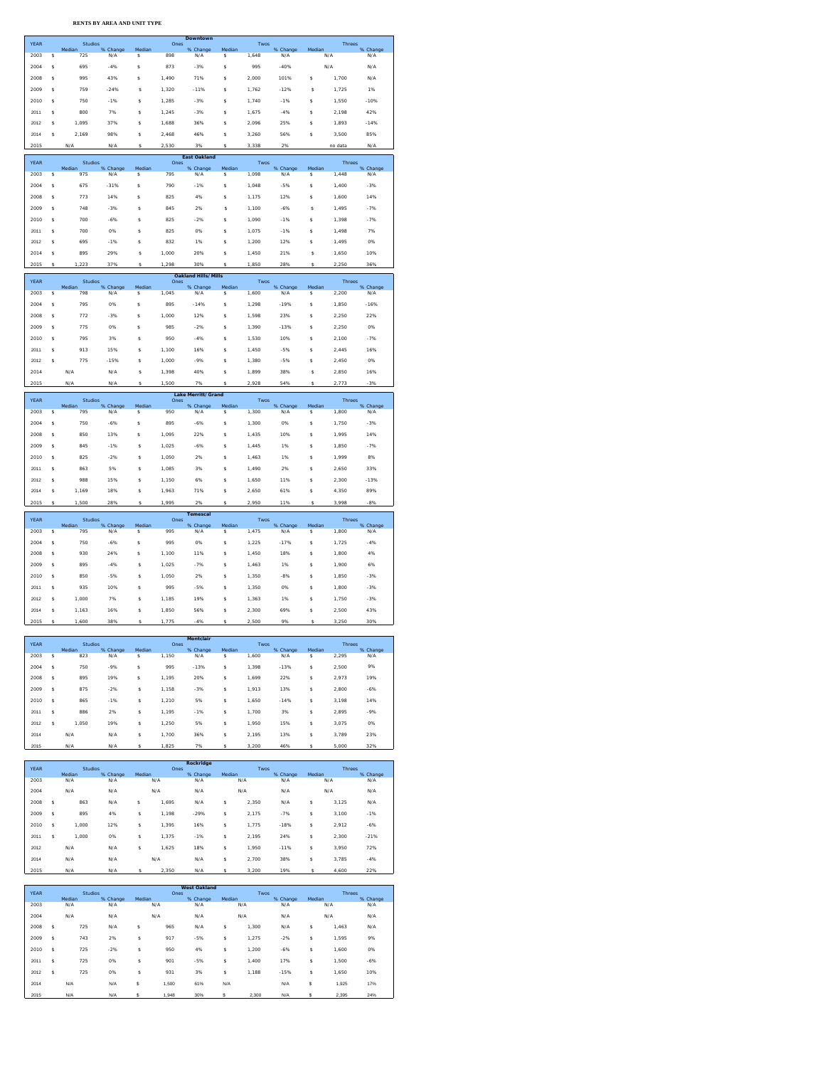**RENTS BY AREA AND UNIT TYPE**

**Downtown**

| YEAR | Studios Median | Studios % Change | Ones Median | Ones % Change | Twos Median | Twos % Change | Threes Median | Threes % Change |
|---|---|---|---|---|---|---|---|---|
| 2003 | $ 725 | N/A | $ 898 | N/A | $ 1,648 | N/A | N/A | N/A |
| 2004 | $ 695 | -4% | $ 873 | -3% | $ 995 | -40% | N/A | N/A |
| 2008 | $ 995 | 43% | $ 1,490 | 71% | $ 2,000 | 101% | $ 1,700 | N/A |
| 2009 | $ 759 | -24% | $ 1,320 | -11% | $ 1,762 | -12% | $ 1,725 | 1% |
| 2010 | $ 750 | -1% | $ 1,285 | -3% | $ 1,740 | -1% | $ 1,550 | -10% |
| 2011 | $ 800 | 7% | $ 1,245 | -3% | $ 1,675 | -4% | $ 2,198 | 42% |
| 2012 | $ 1,095 | 37% | $ 1,688 | 36% | $ 2,096 | 25% | $ 1,893 | -14% |
| 2014 | $ 2,169 | 98% | $ 2,468 | 46% | $ 3,260 | 56% | $ 3,500 | 85% |
| 2015 | N/A | N/A | $ 2,530 | 3% | $ 3,338 | 2% | no data | N/A |

**East Oakland**

| YEAR | Studios Median | Studios % Change | Ones Median | Ones % Change | Twos Median | Twos % Change | Threes Median | Threes % Change |
|---|---|---|---|---|---|---|---|---|
| 2003 | $ 975 | N/A | $ 795 | N/A | $ 1,098 | N/A | $ 1,448 | N/A |
| 2004 | $ 675 | -31% | $ 790 | -1% | $ 1,048 | -5% | $ 1,400 | -3% |
| 2008 | $ 773 | 14% | $ 825 | 4% | $ 1,175 | 12% | $ 1,600 | 14% |
| 2009 | $ 748 | -3% | $ 845 | 2% | $ 1,100 | -6% | $ 1,495 | -7% |
| 2010 | $ 700 | -6% | $ 825 | -2% | $ 1,090 | -1% | $ 1,398 | -7% |
| 2011 | $ 700 | 0% | $ 825 | 0% | $ 1,075 | -1% | $ 1,498 | 7% |
| 2012 | $ 695 | -1% | $ 832 | 1% | $ 1,200 | 12% | $ 1,495 | 0% |
| 2014 | $ 895 | 29% | $ 1,000 | 20% | $ 1,450 | 21% | $ 1,650 | 10% |
| 2015 | $ 1,223 | 37% | $ 1,298 | 30% | $ 1,850 | 28% | $ 2,250 | 36% |

**Oakland Hills/Mills**

| YEAR | Studios Median | Studios % Change | Ones Median | Ones % Change | Twos Median | Twos % Change | Threes Median | Threes % Change |
|---|---|---|---|---|---|---|---|---|
| 2003 | $ 798 | N/A | $ 1,045 | N/A | $ 1,600 | N/A | $ 2,200 | N/A |
| 2004 | $ 795 | 0% | $ 895 | -14% | $ 1,298 | -19% | $ 1,850 | -16% |
| 2008 | $ 772 | -3% | $ 1,000 | 12% | $ 1,598 | 23% | $ 2,250 | 22% |
| 2009 | $ 775 | 0% | $ 985 | -2% | $ 1,390 | -13% | $ 2,250 | 0% |
| 2010 | $ 795 | 3% | $ 950 | -4% | $ 1,530 | 10% | $ 2,100 | -7% |
| 2011 | $ 913 | 15% | $ 1,100 | 16% | $ 1,450 | -5% | $ 2,445 | 16% |
| 2012 | $ 775 | -15% | $ 1,000 | -9% | $ 1,380 | -5% | $ 2,450 | 0% |
| 2014 | N/A | N/A | $ 1,398 | 40% | $ 1,899 | 38% | $ 2,850 | 16% |
| 2015 | N/A | N/A | $ 1,500 | 7% | $ 2,928 | 54% | $ 2,773 | -3% |

**Lake Merritt/Grand**

| YEAR | Studios Median | Studios % Change | Ones Median | Ones % Change | Twos Median | Twos % Change | Threes Median | Threes % Change |
|---|---|---|---|---|---|---|---|---|
| 2003 | $ 795 | N/A | $ 950 | N/A | $ 1,300 | N/A | $ 1,800 | N/A |
| 2004 | $ 750 | -6% | $ 895 | -6% | $ 1,300 | 0% | $ 1,750 | -3% |
| 2008 | $ 850 | 13% | $ 1,095 | 22% | $ 1,435 | 10% | $ 1,995 | 14% |
| 2009 | $ 845 | -1% | $ 1,025 | -6% | $ 1,445 | 1% | $ 1,850 | -7% |
| 2010 | $ 825 | -2% | $ 1,050 | 2% | $ 1,463 | 1% | $ 1,999 | 8% |
| 2011 | $ 863 | 5% | $ 1,085 | 3% | $ 1,490 | 2% | $ 2,650 | 33% |
| 2012 | $ 988 | 15% | $ 1,150 | 6% | $ 1,650 | 11% | $ 2,300 | -13% |
| 2014 | $ 1,169 | 18% | $ 1,963 | 71% | $ 2,650 | 61% | $ 4,350 | 89% |
| 2015 | $ 1,500 | 28% | $ 1,995 | 2% | $ 2,950 | 11% | $ 3,998 | -8% |

**Temescal**

| YEAR | Studios Median | Studios % Change | Ones Median | Ones % Change | Twos Median | Twos % Change | Threes Median | Threes % Change |
|---|---|---|---|---|---|---|---|---|
| 2003 | $ 795 | N/A | $ 995 | N/A | $ 1,475 | N/A | $ 1,800 | N/A |
| 2004 | $ 750 | -6% | $ 995 | 0% | $ 1,225 | -17% | $ 1,725 | -4% |
| 2008 | $ 930 | 24% | $ 1,100 | 11% | $ 1,450 | 18% | $ 1,800 | 4% |
| 2009 | $ 895 | -4% | $ 1,025 | -7% | $ 1,463 | 1% | $ 1,900 | 6% |
| 2010 | $ 850 | -5% | $ 1,050 | 2% | $ 1,350 | -8% | $ 1,850 | -3% |
| 2011 | $ 935 | 10% | $ 995 | -5% | $ 1,350 | 0% | $ 1,800 | -3% |
| 2012 | $ 1,000 | 7% | $ 1,185 | 19% | $ 1,363 | 1% | $ 1,750 | -3% |
| 2014 | $ 1,163 | 16% | $ 1,850 | 56% | $ 2,300 | 69% | $ 2,500 | 43% |
| 2015 | $ 1,600 | 38% | $ 1,775 | -4% | $ 2,500 | 9% | $ 3,250 | 30% |

**Montclair**

| YEAR | Studios Median | Studios % Change | Ones Median | Ones % Change | Twos Median | Twos % Change | Threes Median | Threes % Change |
|---|---|---|---|---|---|---|---|---|
| 2003 | $ 823 | N/A | $ 1,150 | N/A | $ 1,600 | N/A | $ 2,295 | N/A |
| 2004 | $ 750 | -9% | $ 995 | -13% | $ 1,398 | -13% | $ 2,500 | 9% |
| 2008 | $ 895 | 19% | $ 1,195 | 20% | $ 1,699 | 22% | $ 2,973 | 19% |
| 2009 | $ 875 | -2% | $ 1,158 | -3% | $ 1,913 | 13% | $ 2,800 | -6% |
| 2010 | $ 865 | -1% | $ 1,210 | 5% | $ 1,650 | -14% | $ 3,198 | 14% |
| 2011 | $ 886 | 2% | $ 1,195 | -1% | $ 1,700 | 3% | $ 2,895 | -9% |
| 2012 | $ 1,050 | 19% | $ 1,250 | 5% | $ 1,950 | 15% | $ 3,075 | 0% |
| 2014 | N/A | N/A | $ 1,700 | 36% | $ 2,195 | 13% | $ 3,789 | 23% |
| 2015 | N/A | N/A | $ 1,825 | 7% | $ 3,200 | 46% | $ 5,000 | 32% |

**Rockridge**

| YEAR | Studios Median | Studios % Change | Ones Median | Ones % Change | Twos Median | Twos % Change | Threes Median | Threes % Change |
|---|---|---|---|---|---|---|---|---|
| 2003 | N/A | N/A | N/A | N/A | N/A | N/A | N/A | N/A |
| 2004 | N/A | N/A | N/A | N/A | N/A | N/A | N/A | N/A |
| 2008 | $ 863 | N/A | $ 1,695 | N/A | $ 2,350 | N/A | $ 3,125 | N/A |
| 2009 | $ 895 | 4% | $ 1,198 | -29% | $ 2,175 | -7% | $ 3,100 | -1% |
| 2010 | $ 1,000 | 12% | $ 1,395 | 16% | $ 1,775 | -18% | $ 2,912 | -6% |
| 2011 | $ 1,000 | 0% | $ 1,375 | -1% | $ 2,195 | 24% | $ 2,300 | -21% |
| 2012 | N/A | N/A | $ 1,625 | 18% | $ 1,950 | -11% | $ 3,950 | 72% |
| 2014 | N/A | N/A | N/A | N/A | $ 2,700 | 38% | $ 3,785 | -4% |
| 2015 | N/A | N/A | $ 2,350 | N/A | $ 3,200 | 19% | $ 4,600 | 22% |

**West Oakland**

| YEAR | Studios Median | Studios % Change | Ones Median | Ones % Change | Twos Median | Twos % Change | Threes Median | Threes % Change |
|---|---|---|---|---|---|---|---|---|
| 2003 | N/A | N/A | N/A | N/A | N/A | N/A | N/A | N/A |
| 2004 | N/A | N/A | N/A | N/A | N/A | N/A | N/A | N/A |
| 2008 | $ 725 | N/A | $ 965 | N/A | $ 1,300 | N/A | $ 1,463 | N/A |
| 2009 | $ 743 | 2% | $ 917 | -5% | $ 1,275 | -2% | $ 1,595 | 9% |
| 2010 | $ 725 | -2% | $ 950 | 4% | $ 1,200 | -6% | $ 1,600 | 0% |
| 2011 | $ 725 | 0% | $ 901 | -5% | $ 1,400 | 17% | $ 1,500 | -6% |
| 2012 | $ 725 | 0% | $ 931 | 3% | $ 1,188 | -15% | $ 1,650 | 10% |
| 2014 | N/A | N/A | $ 1,500 | 61% | N/A | N/A | $ 1,925 | 17% |
| 2015 | N/A | N/A | $ 1,948 | 30% | $ 2,300 | N/A | $ 2,395 | 24% |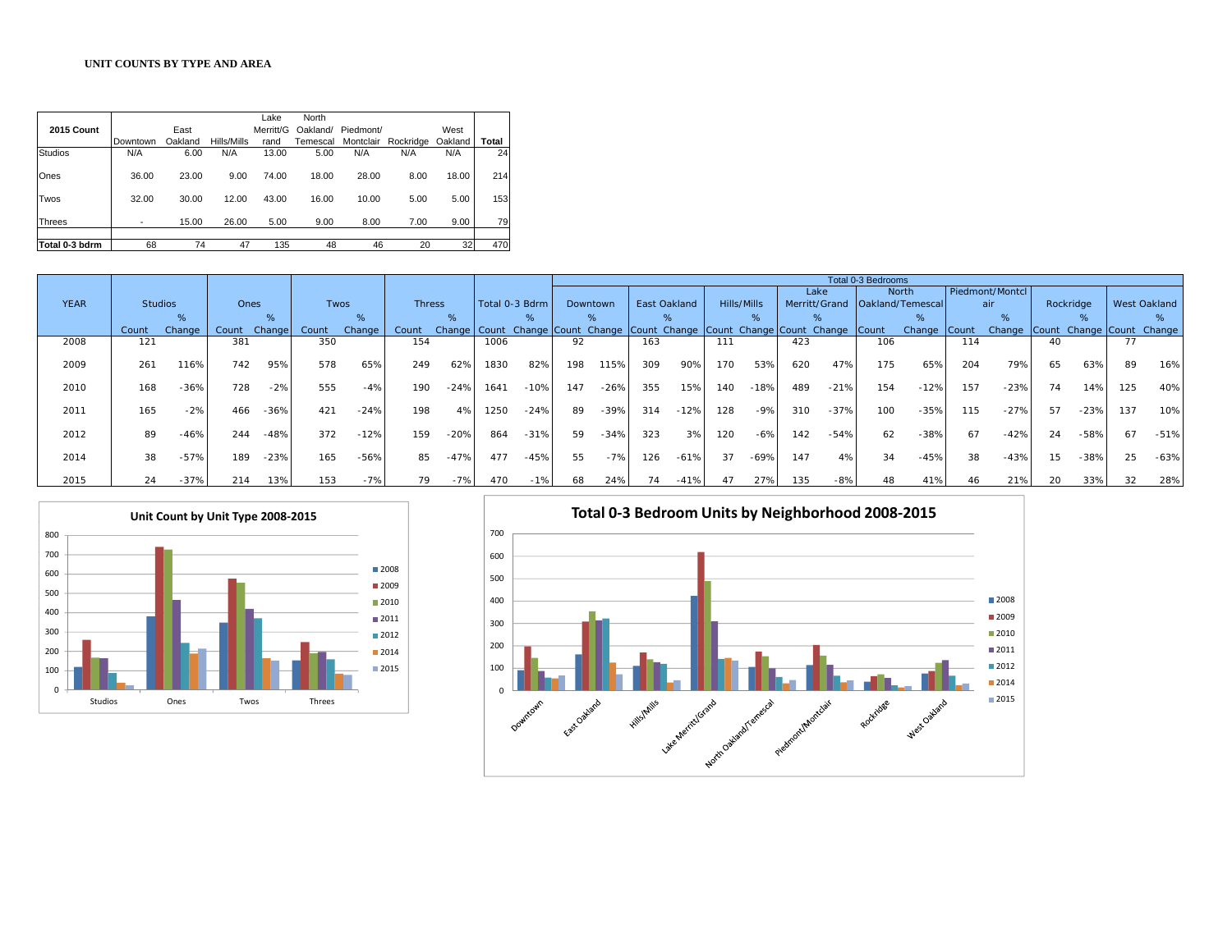**UNIT COUNTS BY TYPE AND AREA**

| 2015 Count | Downtown | East Oakland | Hills/Mills | Lake Merritt/Grand | North Oakland/ Temescal | Piedmont/ Montclair | Rockridge | West Oakland | Total |
|---|---|---|---|---|---|---|---|---|---|
| Studios | N/A | 6.00 | N/A | 13.00 | 5.00 | N/A | N/A | N/A | 24 |
| Ones | 36.00 | 23.00 | 9.00 | 74.00 | 18.00 | 28.00 | 8.00 | 18.00 | 214 |
| Twos | 32.00 | 30.00 | 12.00 | 43.00 | 16.00 | 10.00 | 5.00 | 5.00 | 153 |
| Threes | - | 15.00 | 26.00 | 5.00 | 9.00 | 8.00 | 7.00 | 9.00 | 79 |
| Total 0-3 bdrm | 68 | 74 | 47 | 135 | 48 | 46 | 20 | 32 | 470 |

| YEAR | Studios | | Ones | | Twos | | Thress | | Total 0-3 Bdrm | | Total 0-3 Bedrooms: Downtown | | East Oakland | | Hills/Mills | | Lake Merritt/Grand | | North Oakland/Temescal | | Piedmont/Montclair | | Rockridge | | West Oakland | |
|---|---|---|---|---|---|---|---|---|---|---|---|---|---|---|---|---|---|---|---|---|---|---|---|---|---|---|
| | Count | % Change | Count | % Change | Count | % Change | Count | % Change | Count | % Change | Count | % Change | Count | % Change | Count | % Change | Count | % Change | Count | % Change | Count | % Change | Count | % Change | Count | % Change |
| 2008 | 121 | | 381 | | 350 | | 154 | | 1006 | | 92 | | 163 | | 111 | | 423 | | 106 | | 114 | | 40 | | 77 | |
| 2009 | 261 | 116% | 742 | 95% | 578 | 65% | 249 | 62% | 1830 | 82% | 198 | 115% | 309 | 90% | 170 | 53% | 620 | 47% | 175 | 65% | 204 | 79% | 65 | 63% | 89 | 16% |
| 2010 | 168 | -36% | 728 | -2% | 555 | -4% | 190 | -24% | 1641 | -10% | 147 | -26% | 355 | 15% | 140 | -18% | 489 | -21% | 154 | -12% | 157 | -23% | 74 | 14% | 125 | 40% |
| 2011 | 165 | -2% | 466 | -36% | 421 | -24% | 198 | 4% | 1250 | -24% | 89 | -39% | 314 | -12% | 128 | -9% | 310 | -37% | 100 | -35% | 115 | -27% | 57 | -23% | 137 | 10% |
| 2012 | 89 | -46% | 244 | -48% | 372 | -12% | 159 | -20% | 864 | -31% | 59 | -34% | 323 | 3% | 120 | -6% | 142 | -54% | 62 | -38% | 67 | -42% | 24 | -58% | 67 | -51% |
| 2014 | 38 | -57% | 189 | -23% | 165 | -56% | 85 | -47% | 477 | -45% | 55 | -7% | 126 | -61% | 37 | -69% | 147 | 4% | 34 | -45% | 38 | -43% | 15 | -38% | 25 | -63% |
| 2015 | 24 | -37% | 214 | 13% | 153 | -7% | 79 | -7% | 470 | -1% | 68 | 24% | 74 | -41% | 47 | 27% | 135 | -8% | 48 | 41% | 46 | 21% | 20 | 33% | 32 | 28% |

**Unit Count by Unit Type 2008-2015**

0
100
200
300
400
500
600
700
800

Studios
Ones
Twos
Threes

2008
2009
2010
2011
2012
2014
2015

**Total 0-3 Bedroom Units by Neighborhood 2008-2015**

0
100
200
300
400
500
600
700

Downtown
East Oakland
Hills/Mills
Lake Merritt/Grand
North Oakland/Temescal
Piedmont/Montclair
Rockridge
West Oakland

2008
2009
2010
2011
2012
2014
2015